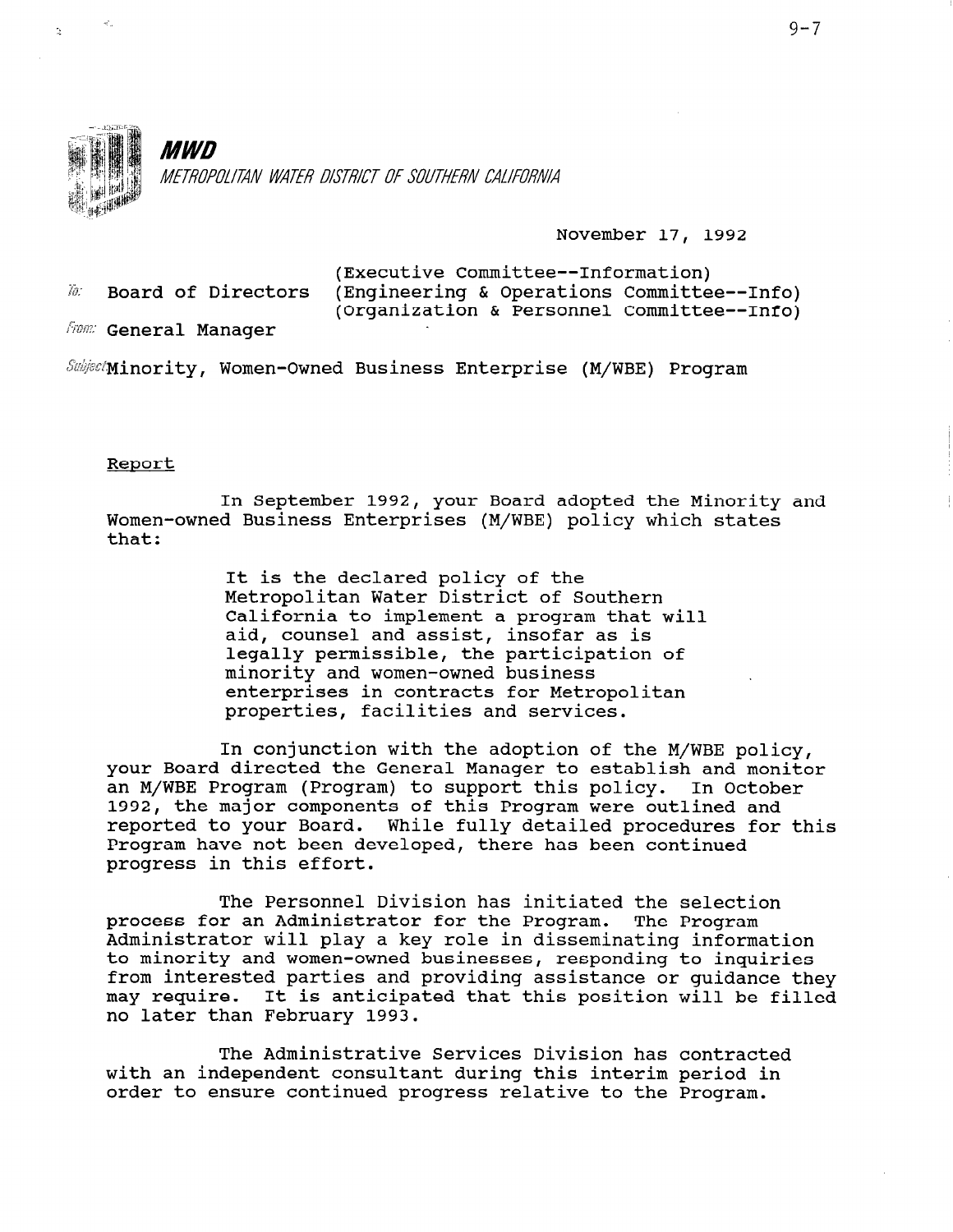**MWD**

*METROPOLITAN WATER DISTRICT OF SOUTHERN CALIFORNIA*

November 17, 1992

To: Board of Directors (Executive Committee--Information)
(Engineering & Operations Committee--Info)
(Organization & Personnel Committee--Info)

From: General Manager

Subject: Minority, Women-Owned Business Enterprise (M/WBE) Program

Report

In September 1992, your Board adopted the Minority and Women-owned Business Enterprises (M/WBE) policy which states that:

> It is the declared policy of the Metropolitan Water District of Southern California to implement a program that will aid, counsel and assist, insofar as is legally permissible, the participation of minority and women-owned business enterprises in contracts for Metropolitan properties, facilities and services.

In conjunction with the adoption of the M/WBE policy, your Board directed the General Manager to establish and monitor an M/WBE Program (Program) to support this policy. In October 1992, the major components of this Program were outlined and reported to your Board. While fully detailed procedures for this Program have not been developed, there has been continued progress in this effort.

The Personnel Division has initiated the selection process for an Administrator for the Program. The Program Administrator will play a key role in disseminating information to minority and women-owned businesses, responding to inquiries from interested parties and providing assistance or guidance they may require. It is anticipated that this position will be filled no later than February 1993.

The Administrative Services Division has contracted with an independent consultant during this interim period in order to ensure continued progress relative to the Program.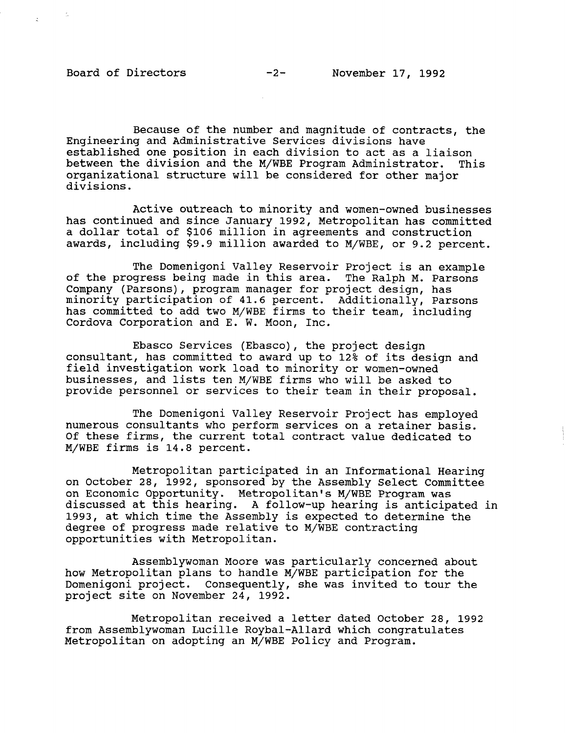Because of the number and magnitude of contracts, the Engineering and Administrative Services divisions have established one position in each division to act as a liaison between the division and the M/WBE Program Administrator. This organizational structure will be considered for other major divisions.

Active outreach to minority and women-owned businesses has continued and since January 1992, Metropolitan has committed a dollar total of $106 million in agreements and construction awards, including $9.9 million awarded to M/WBE, or 9.2 percent.

The Domenigoni Valley Reservoir Project is an example of the progress being made in this area. The Ralph M. Parsons Company (Parsons), program manager for project design, has minority participation of 41.6 percent. Additionally, Parsons has committed to add two M/WBE firms to their team, including Cordova Corporation and E. W. Moon, Inc.

Ebasco Services (Ebasco), the project design consultant, has committed to award up to 12% of its design and field investigation work load to minority or women-owned businesses, and lists ten M/WBE firms who will be asked to provide personnel or services to their team in their proposal.

The Domenigoni Valley Reservoir Project has employed numerous consultants who perform services on a retainer basis. Of these firms, the current total contract value dedicated to M/WBE firms is 14.8 percent.

Metropolitan participated in an Informational Hearing on October 28, 1992, sponsored by the Assembly Select Committee on Economic Opportunity. Metropolitan's M/WBE Program was discussed at this hearing. A follow-up hearing is anticipated in 1993, at which time the Assembly is expected to determine the degree of progress made relative to M/WBE contracting opportunities with Metropolitan.

Assemblywoman Moore was particularly concerned about how Metropolitan plans to handle M/WBE participation for the Domenigoni project. Consequently, she was invited to tour the project site on November 24, 1992.

Metropolitan received a letter dated October 28, 1992 from Assemblywoman Lucille Roybal-Allard which congratulates Metropolitan on adopting an M/WBE Policy and Program.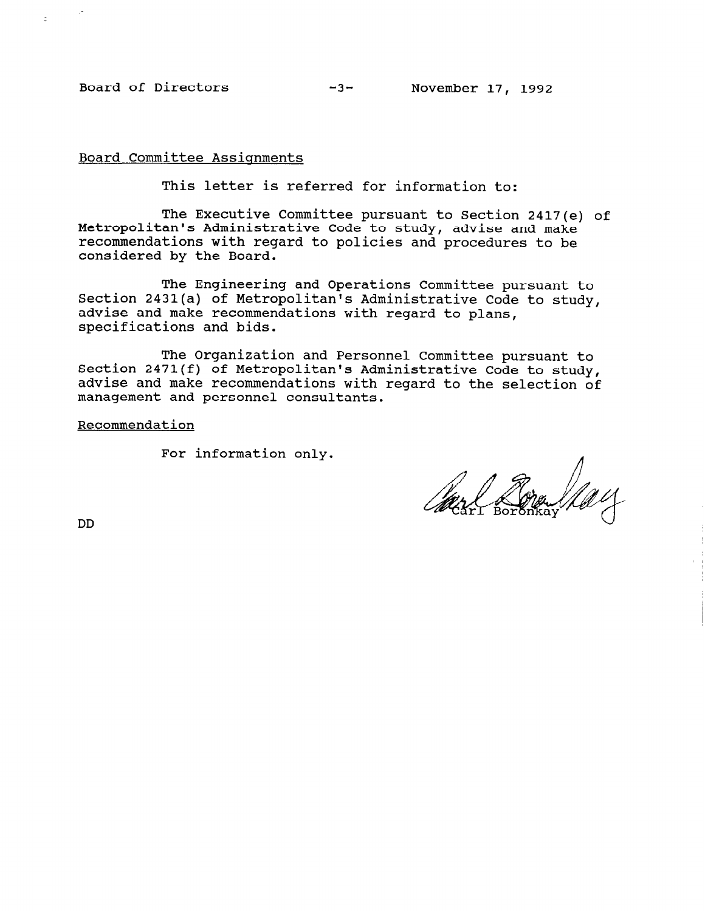Board Committee Assignments

This letter is referred for information to:

The Executive Committee pursuant to Section 2417(e) of Metropolitan's Administrative Code to study, advise and make recommendations with regard to policies and procedures to be considered by the Board.

The Engineering and Operations Committee pursuant to Section 2431(a) of Metropolitan's Administrative Code to study, advise and make recommendations with regard to plans, specifications and bids.

The Organization and Personnel Committee pursuant to Section 2471(f) of Metropolitan's Administrative Code to study, advise and make recommendations with regard to the selection of management and personnel consultants.

Recommendation

For information only.

Carl Boronkay

DD